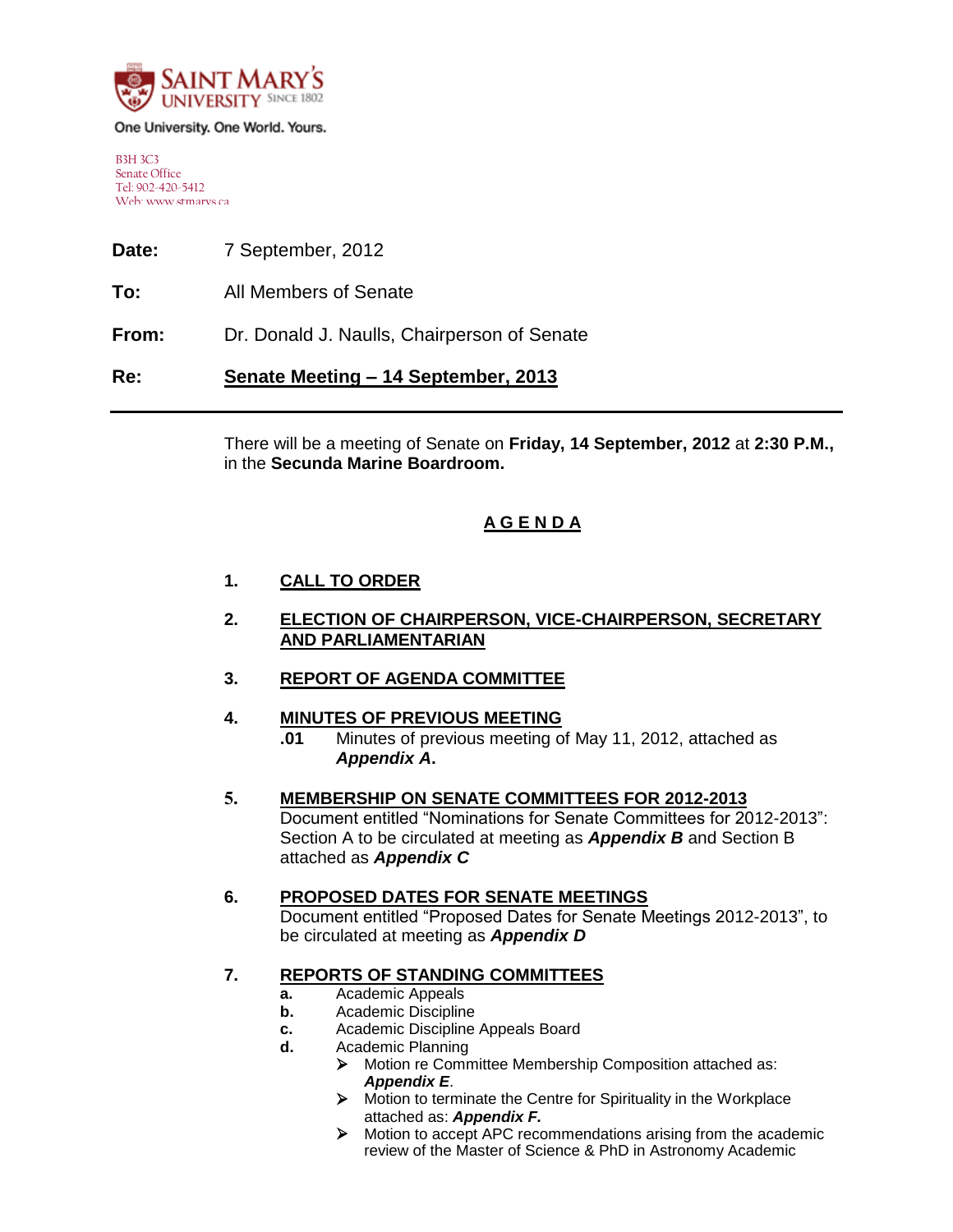SAINT MARY'S UNIVERSITY SINCE 1802

One University. One World. Yours.

B3H 3C3
Senate Office
Tel: 902-420-5412
Web: www.stmarys.ca

**Date:** 7 September, 2012

**To:** All Members of Senate

**From:** Dr. Donald J. Naulls, Chairperson of Senate

**Re:** **Senate Meeting – 14 September, 2013**

---

There will be a meeting of Senate on **Friday, 14 September, 2012** at **2:30 P.M.,** in the **Secunda Marine Boardroom.**

## A G E N D A

**1. CALL TO ORDER**

**2. ELECTION OF CHAIRPERSON, VICE-CHAIRPERSON, SECRETARY AND PARLIAMENTARIAN**

**3. REPORT OF AGENDA COMMITTEE**

**4. MINUTES OF PREVIOUS MEETING**

**.01** Minutes of previous meeting of May 11, 2012, attached as ***Appendix A***.

**5. MEMBERSHIP ON SENATE COMMITTEES FOR 2012-2013**

Document entitled "Nominations for Senate Committees for 2012-2013": Section A to be circulated at meeting as ***Appendix B*** and Section B attached as ***Appendix C***

**6. PROPOSED DATES FOR SENATE MEETINGS**

Document entitled "Proposed Dates for Senate Meetings 2012-2013", to be circulated at meeting as ***Appendix D***

**7. REPORTS OF STANDING COMMITTEES**

**a.** Academic Appeals
**b.** Academic Discipline
**c.** Academic Discipline Appeals Board
**d.** Academic Planning

- Motion re Committee Membership Composition attached as: ***Appendix E***.
- Motion to terminate the Centre for Spirituality in the Workplace attached as: ***Appendix F.***
- Motion to accept APC recommendations arising from the academic review of the Master of Science & PhD in Astronomy Academic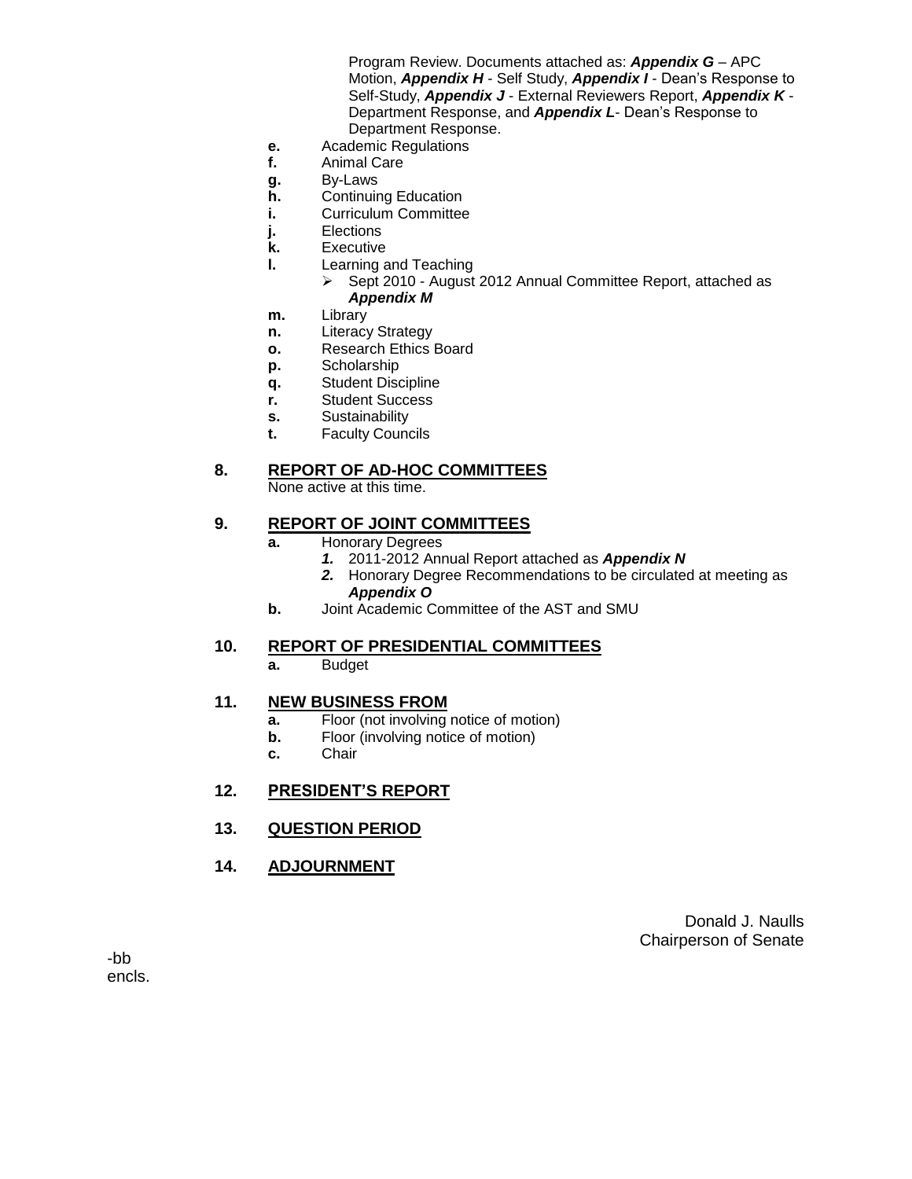Program Review. Documents attached as: ***Appendix G*** – APC Motion, ***Appendix H*** - Self Study, ***Appendix I*** - Dean's Response to Self-Study, ***Appendix J*** - External Reviewers Report, ***Appendix K*** - Department Response, and ***Appendix L***- Dean's Response to Department Response.

- **e.** Academic Regulations
- **f.** Animal Care
- **g.** By-Laws
- **h.** Continuing Education
- **i.** Curriculum Committee
- **j.** Elections
- **k.** Executive
- **l.** Learning and Teaching
  - ➢ Sept 2010 - August 2012 Annual Committee Report, attached as ***Appendix M***
- **m.** Library
- **n.** Literacy Strategy
- **o.** Research Ethics Board
- **p.** Scholarship
- **q.** Student Discipline
- **r.** Student Success
- **s.** Sustainability
- **t.** Faculty Councils

## 8. REPORT OF AD-HOC COMMITTEES

None active at this time.

## 9. REPORT OF JOINT COMMITTEES

- **a.** Honorary Degrees
  - ***1.*** 2011-2012 Annual Report attached as ***Appendix N***
  - ***2.*** Honorary Degree Recommendations to be circulated at meeting as ***Appendix O***
- **b.** Joint Academic Committee of the AST and SMU

## 10. REPORT OF PRESIDENTIAL COMMITTEES

- **a.** Budget

## 11. NEW BUSINESS FROM

- **a.** Floor (not involving notice of motion)
- **b.** Floor (involving notice of motion)
- **c.** Chair

## 12. PRESIDENT'S REPORT

## 13. QUESTION PERIOD

## 14. ADJOURNMENT

Donald J. Naulls
Chairperson of Senate

-bb
encls.